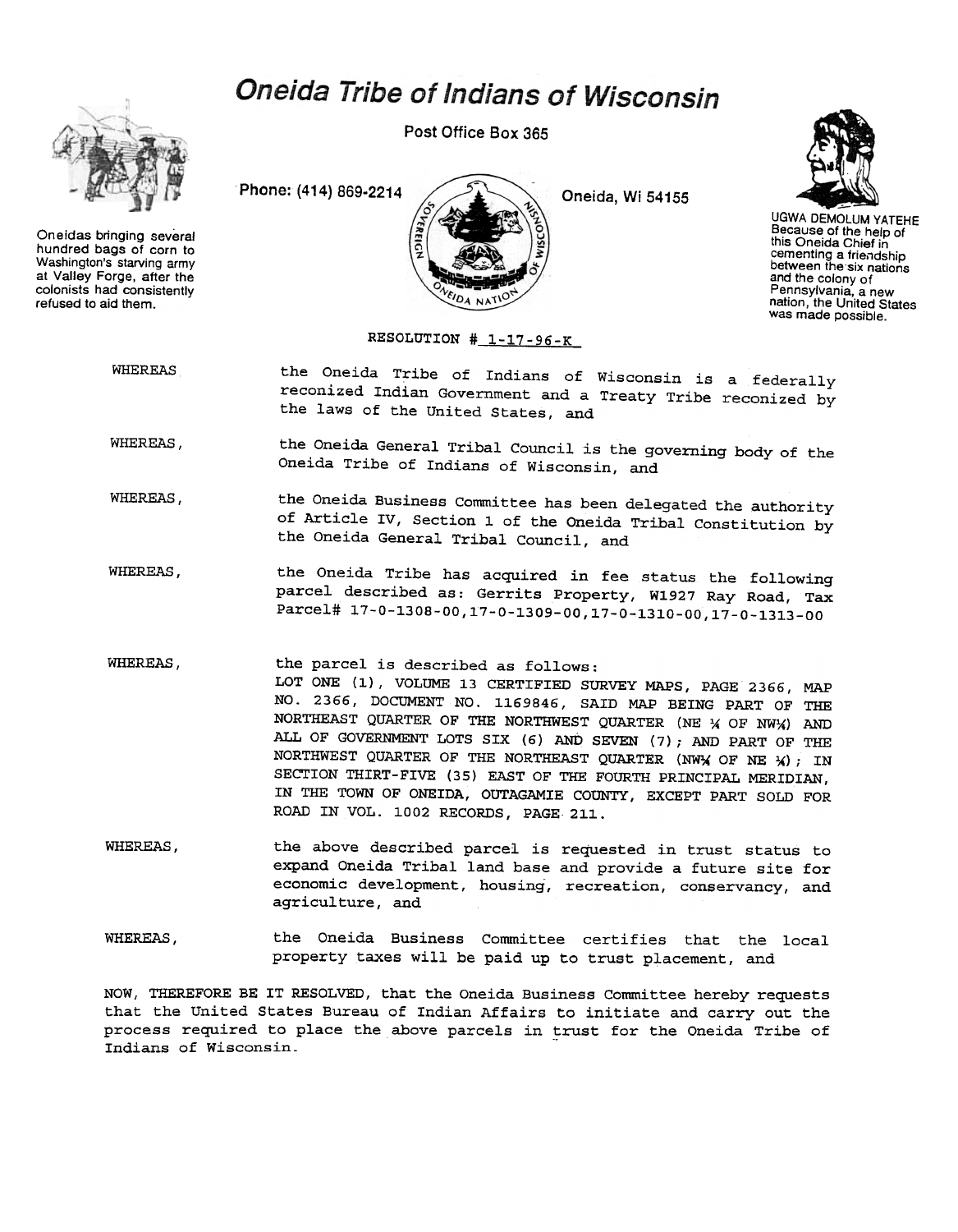# Oneida Tribe of Indians of Wisconsin

Post Office Box 365

Phone: (414) 869-2214

Oneida, Wi 54155

Oneidas bringing several hundred bags of corn to Washington's starving army at Valley Forge, after the colonists had consistently refused to aid them.

UGWA DEMOLUM YATEHE
Because of the help of this Oneida Chief in cementing a friendship between the six nations and the colony of Pennsylvania, a new nation, the United States was made possible.

RESOLUTION # 1-17-96-K

WHEREAS the Oneida Tribe of Indians of Wisconsin is a federally reconized Indian Government and a Treaty Tribe reconized by the laws of the United States, and

WHEREAS, the Oneida General Tribal Council is the governing body of the Oneida Tribe of Indians of Wisconsin, and

WHEREAS, the Oneida Business Committee has been delegated the authority of Article IV, Section 1 of the Oneida Tribal Constitution by the Oneida General Tribal Council, and

WHEREAS, the Oneida Tribe has acquired in fee status the following parcel described as: Gerrits Property, W1927 Ray Road, Tax Parcel# 17-0-1308-00,17-0-1309-00,17-0-1310-00,17-0-1313-00

WHEREAS, the parcel is described as follows:
LOT ONE (1), VOLUME 13 CERTIFIED SURVEY MAPS, PAGE 2366, MAP NO. 2366, DOCUMENT NO. 1169846, SAID MAP BEING PART OF THE NORTHEAST QUARTER OF THE NORTHWEST QUARTER (NE ¼ OF NW¼) AND ALL OF GOVERNMENT LOTS SIX (6) AND SEVEN (7); AND PART OF THE NORTHWEST QUARTER OF THE NORTHEAST QUARTER (NW¼ OF NE ¼); IN SECTION THIRT-FIVE (35) EAST OF THE FOURTH PRINCIPAL MERIDIAN, IN THE TOWN OF ONEIDA, OUTAGAMIE COUNTY, EXCEPT PART SOLD FOR ROAD IN VOL. 1002 RECORDS, PAGE 211.

WHEREAS, the above described parcel is requested in trust status to expand Oneida Tribal land base and provide a future site for economic development, housing, recreation, conservancy, and agriculture, and

WHEREAS, the Oneida Business Committee certifies that the local property taxes will be paid up to trust placement, and

NOW, THEREFORE BE IT RESOLVED, that the Oneida Business Committee hereby requests that the United States Bureau of Indian Affairs to initiate and carry out the process required to place the above parcels in trust for the Oneida Tribe of Indians of Wisconsin.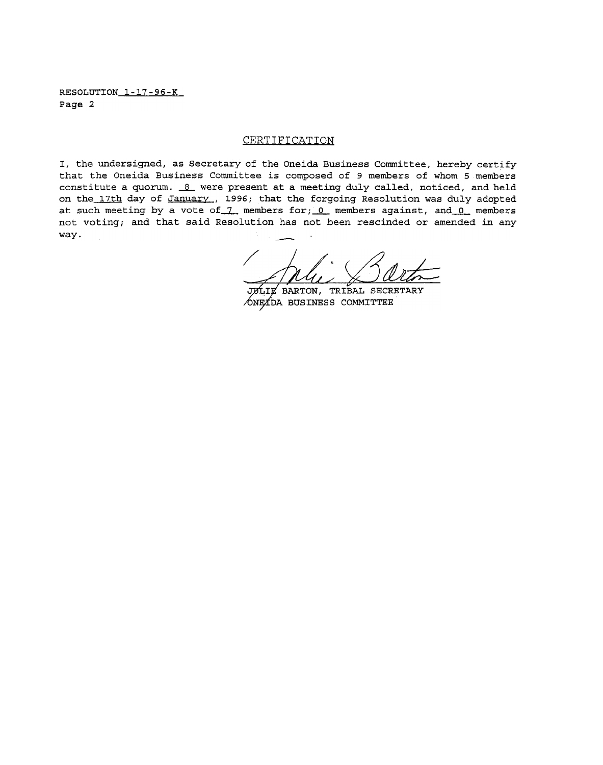RESOLUTION 1-17-96-K
Page 2

## CERTIFICATION

I, the undersigned, as Secretary of the Oneida Business Committee, hereby certify that the Oneida Business Committee is composed of 9 members of whom 5 members constitute a quorum. 8 were present at a meeting duly called, noticed, and held on the 17th day of January, 1996; that the forgoing Resolution was duly adopted at such meeting by a vote of 7 members for; 0 members against, and 0 members not voting; and that said Resolution has not been rescinded or amended in any way.

JULIE BARTON, TRIBAL SECRETARY
ONEIDA BUSINESS COMMITTEE